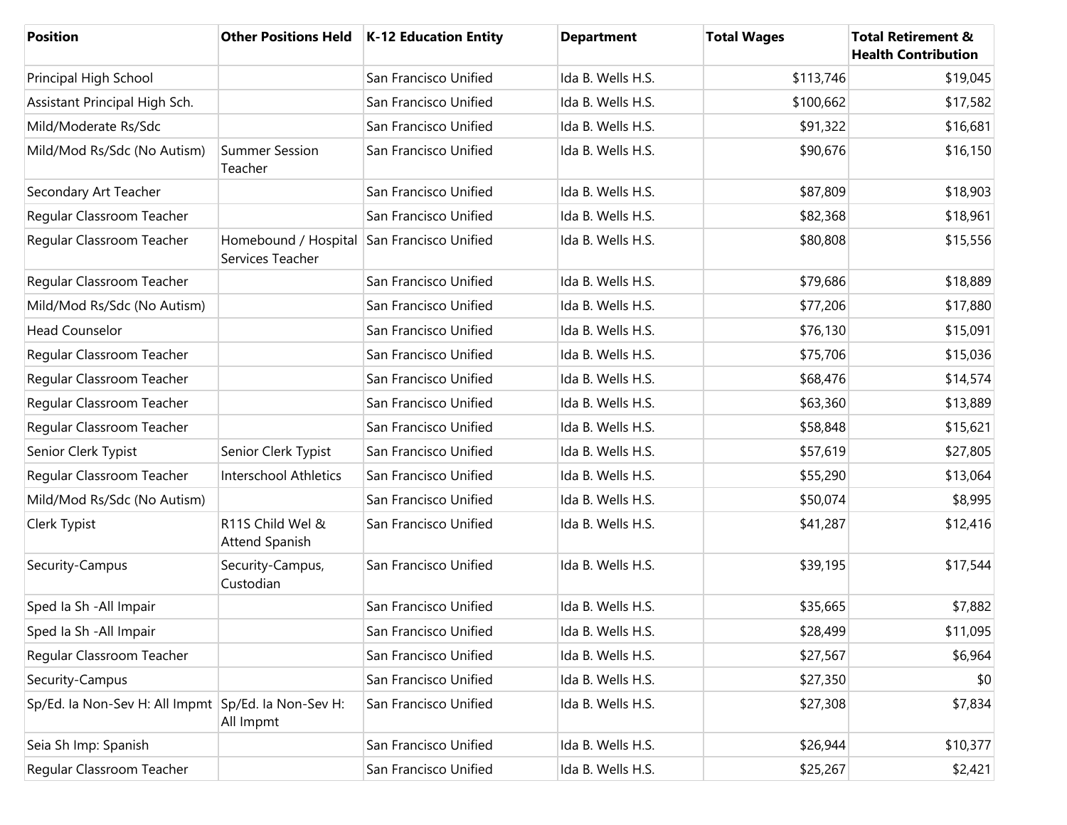| Position | Other Positions Held | K-12 Education Entity | Department | Total Wages | Total Retirement & Health Contribution |
|---|---|---|---|---|---|
| Principal High School | | San Francisco Unified | Ida B. Wells H.S. | $113,746 | $19,045 |
| Assistant Principal High Sch. | | San Francisco Unified | Ida B. Wells H.S. | $100,662 | $17,582 |
| Mild/Moderate Rs/Sdc | | San Francisco Unified | Ida B. Wells H.S. | $91,322 | $16,681 |
| Mild/Mod Rs/Sdc (No Autism) | Summer Session Teacher | San Francisco Unified | Ida B. Wells H.S. | $90,676 | $16,150 |
| Secondary Art Teacher | | San Francisco Unified | Ida B. Wells H.S. | $87,809 | $18,903 |
| Regular Classroom Teacher | | San Francisco Unified | Ida B. Wells H.S. | $82,368 | $18,961 |
| Regular Classroom Teacher | Homebound / Hospital Services Teacher | San Francisco Unified | Ida B. Wells H.S. | $80,808 | $15,556 |
| Regular Classroom Teacher | | San Francisco Unified | Ida B. Wells H.S. | $79,686 | $18,889 |
| Mild/Mod Rs/Sdc (No Autism) | | San Francisco Unified | Ida B. Wells H.S. | $77,206 | $17,880 |
| Head Counselor | | San Francisco Unified | Ida B. Wells H.S. | $76,130 | $15,091 |
| Regular Classroom Teacher | | San Francisco Unified | Ida B. Wells H.S. | $75,706 | $15,036 |
| Regular Classroom Teacher | | San Francisco Unified | Ida B. Wells H.S. | $68,476 | $14,574 |
| Regular Classroom Teacher | | San Francisco Unified | Ida B. Wells H.S. | $63,360 | $13,889 |
| Regular Classroom Teacher | | San Francisco Unified | Ida B. Wells H.S. | $58,848 | $15,621 |
| Senior Clerk Typist | Senior Clerk Typist | San Francisco Unified | Ida B. Wells H.S. | $57,619 | $27,805 |
| Regular Classroom Teacher | Interschool Athletics | San Francisco Unified | Ida B. Wells H.S. | $55,290 | $13,064 |
| Mild/Mod Rs/Sdc (No Autism) | | San Francisco Unified | Ida B. Wells H.S. | $50,074 | $8,995 |
| Clerk Typist | R11S Child Wel & Attend Spanish | San Francisco Unified | Ida B. Wells H.S. | $41,287 | $12,416 |
| Security-Campus | Security-Campus, Custodian | San Francisco Unified | Ida B. Wells H.S. | $39,195 | $17,544 |
| Sped Ia Sh -All Impair | | San Francisco Unified | Ida B. Wells H.S. | $35,665 | $7,882 |
| Sped Ia Sh -All Impair | | San Francisco Unified | Ida B. Wells H.S. | $28,499 | $11,095 |
| Regular Classroom Teacher | | San Francisco Unified | Ida B. Wells H.S. | $27,567 | $6,964 |
| Security-Campus | | San Francisco Unified | Ida B. Wells H.S. | $27,350 | $0 |
| Sp/Ed. Ia Non-Sev H: All Impmt | Sp/Ed. Ia Non-Sev H: All Impmt | San Francisco Unified | Ida B. Wells H.S. | $27,308 | $7,834 |
| Seia Sh Imp: Spanish | | San Francisco Unified | Ida B. Wells H.S. | $26,944 | $10,377 |
| Regular Classroom Teacher | | San Francisco Unified | Ida B. Wells H.S. | $25,267 | $2,421 |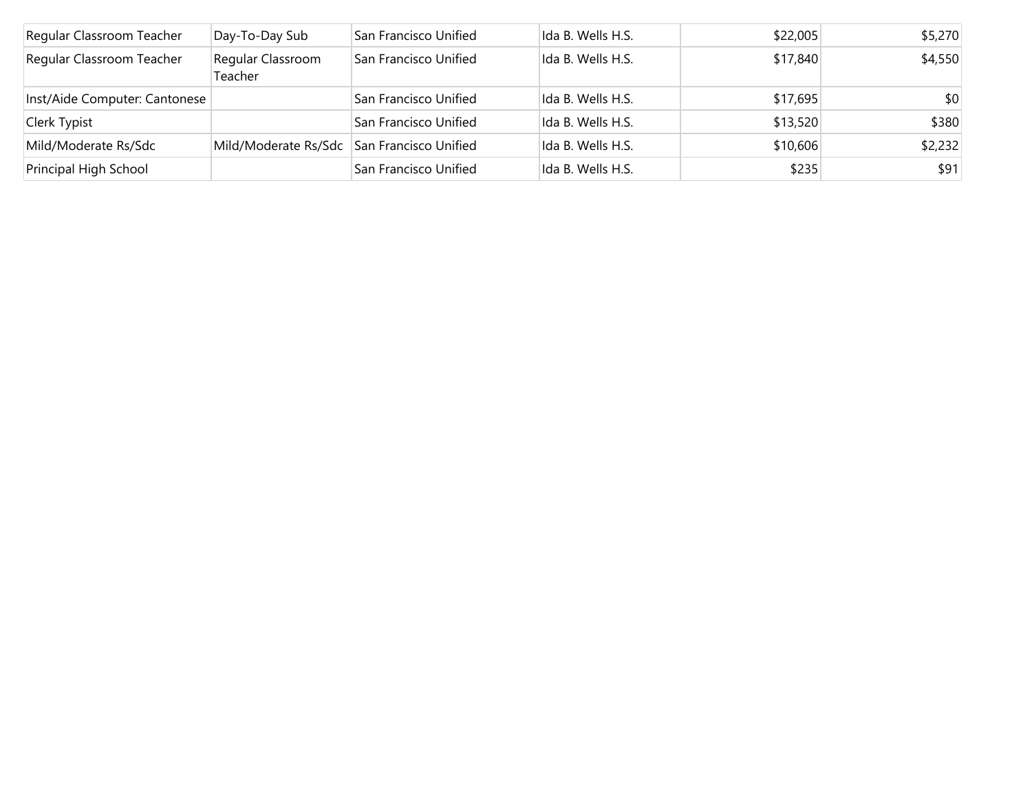| | | | | | |
|---|---|---|---|---|---|
| Regular Classroom Teacher | Day-To-Day Sub | San Francisco Unified | Ida B. Wells H.S. | $22,005 | $5,270 |
| Regular Classroom Teacher | Regular Classroom Teacher | San Francisco Unified | Ida B. Wells H.S. | $17,840 | $4,550 |
| Inst/Aide Computer: Cantonese | | San Francisco Unified | Ida B. Wells H.S. | $17,695 | $0 |
| Clerk Typist | | San Francisco Unified | Ida B. Wells H.S. | $13,520 | $380 |
| Mild/Moderate Rs/Sdc | Mild/Moderate Rs/Sdc | San Francisco Unified | Ida B. Wells H.S. | $10,606 | $2,232 |
| Principal High School | | San Francisco Unified | Ida B. Wells H.S. | $235 | $91 |